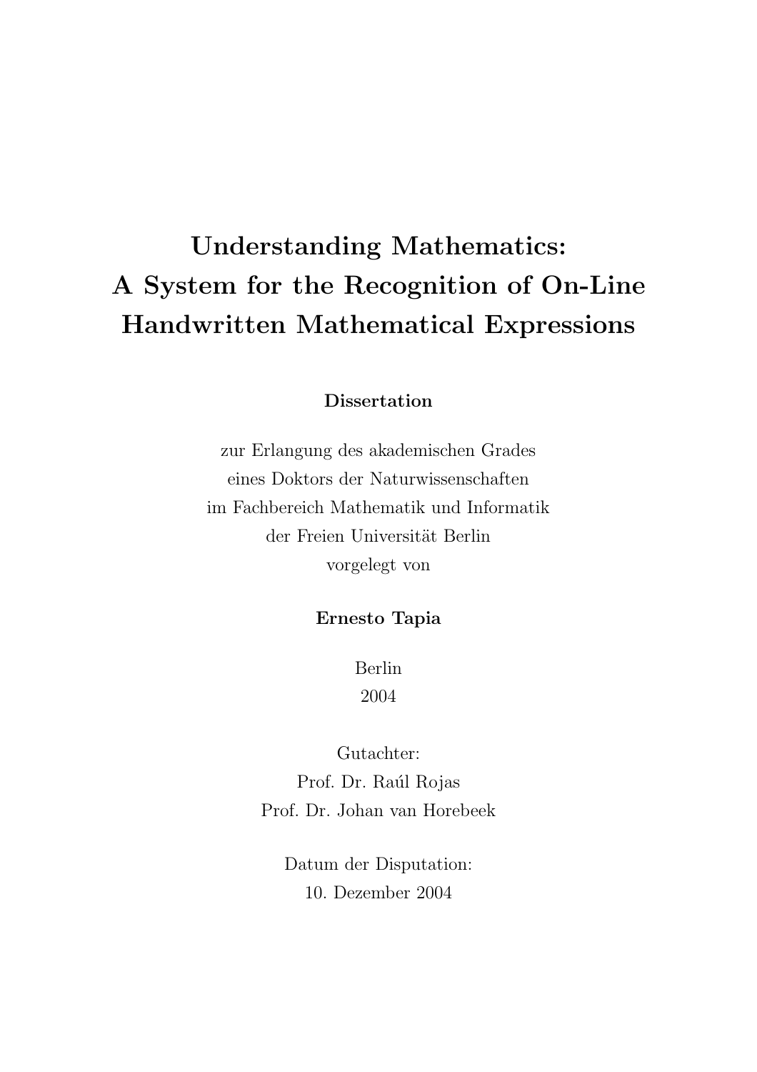# Understanding Mathematics: A System for the Recognition of On-Line Handwritten Mathematical Expressions

**Dissertation**

zur Erlangung des akademischen Grades
eines Doktors der Naturwissenschaften
im Fachbereich Mathematik und Informatik
der Freien Universität Berlin
vorgelegt von

**Ernesto Tapia**

Berlin
2004

Gutachter:
Prof. Dr. Raúl Rojas
Prof. Dr. Johan van Horebeek

Datum der Disputation:
10. Dezember 2004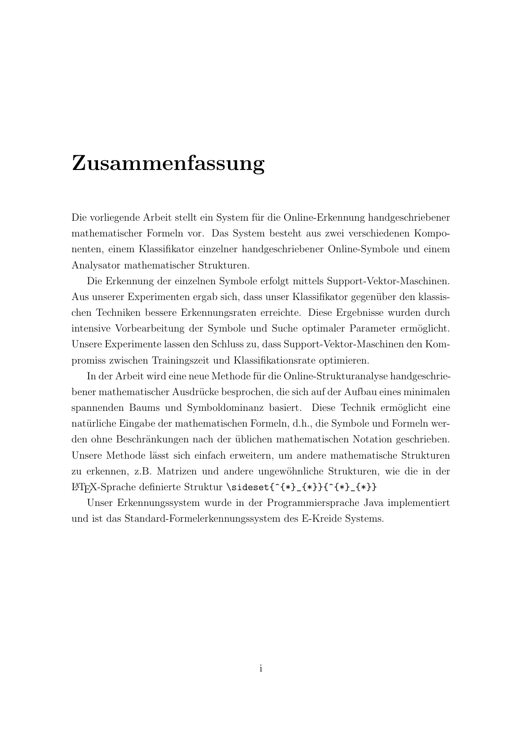# Zusammenfassung

Die vorliegende Arbeit stellt ein System für die Online-Erkennung handgeschriebener mathematischer Formeln vor. Das System besteht aus zwei verschiedenen Komponenten, einem Klassifikator einzelner handgeschriebener Online-Symbole und einem Analysator mathematischer Strukturen.

Die Erkennung der einzelnen Symbole erfolgt mittels Support-Vektor-Maschinen. Aus unserer Experimenten ergab sich, dass unser Klassifikator gegenüber den klassischen Techniken bessere Erkennungsraten erreichte. Diese Ergebnisse wurden durch intensive Vorbearbeitung der Symbole und Suche optimaler Parameter ermöglicht. Unsere Experimente lassen den Schluss zu, dass Support-Vektor-Maschinen den Kompromiss zwischen Trainingszeit und Klassifikationsrate optimieren.

In der Arbeit wird eine neue Methode für die Online-Strukturanalyse handgeschriebener mathematischer Ausdrücke besprochen, die sich auf der Aufbau eines minimalen spannenden Baums und Symboldominanz basiert. Diese Technik ermöglicht eine natürliche Eingabe der mathematischen Formeln, d.h., die Symbole und Formeln werden ohne Beschränkungen nach der üblichen mathematischen Notation geschrieben. Unsere Methode lässt sich einfach erweitern, um andere mathematische Strukturen zu erkennen, z.B. Matrizen und andere ungewöhnliche Strukturen, wie die in der LaTeX-Sprache definierte Struktur `\sideset{^{*}_{*}}{^{*}_{*}}`

Unser Erkennungssystem wurde in der Programmiersprache Java implementiert und ist das Standard-Formelerkennungssystem des E-Kreide Systems.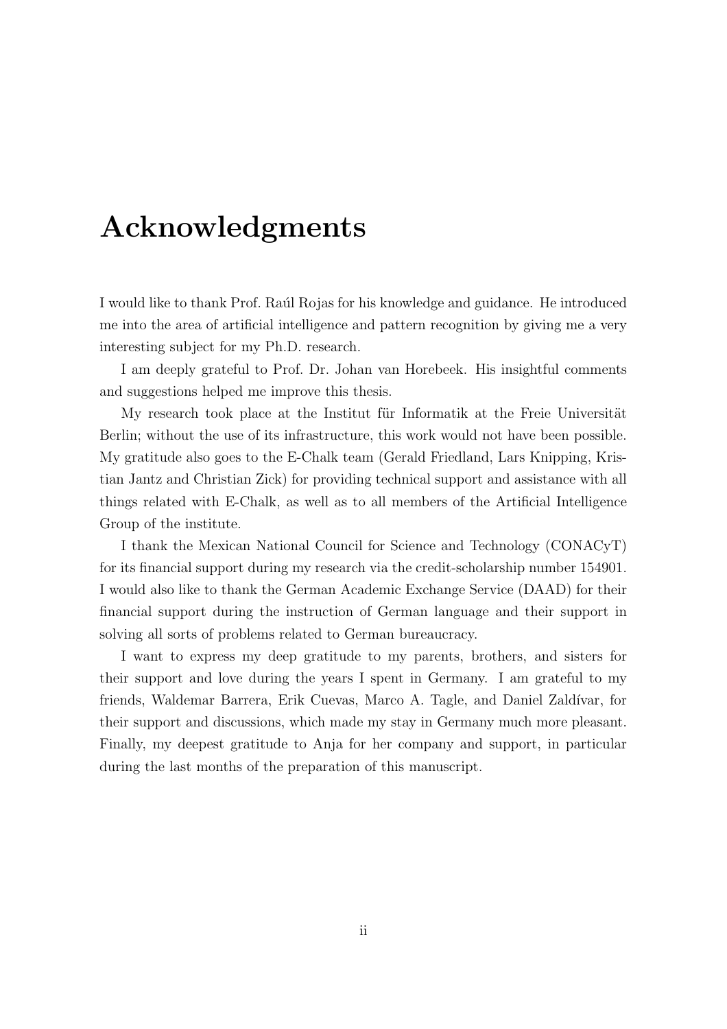# Acknowledgments

I would like to thank Prof. Raúl Rojas for his knowledge and guidance. He introduced me into the area of artificial intelligence and pattern recognition by giving me a very interesting subject for my Ph.D. research.

I am deeply grateful to Prof. Dr. Johan van Horebeek. His insightful comments and suggestions helped me improve this thesis.

My research took place at the Institut für Informatik at the Freie Universität Berlin; without the use of its infrastructure, this work would not have been possible. My gratitude also goes to the E-Chalk team (Gerald Friedland, Lars Knipping, Kristian Jantz and Christian Zick) for providing technical support and assistance with all things related with E-Chalk, as well as to all members of the Artificial Intelligence Group of the institute.

I thank the Mexican National Council for Science and Technology (CONACyT) for its financial support during my research via the credit-scholarship number 154901. I would also like to thank the German Academic Exchange Service (DAAD) for their financial support during the instruction of German language and their support in solving all sorts of problems related to German bureaucracy.

I want to express my deep gratitude to my parents, brothers, and sisters for their support and love during the years I spent in Germany. I am grateful to my friends, Waldemar Barrera, Erik Cuevas, Marco A. Tagle, and Daniel Zaldívar, for their support and discussions, which made my stay in Germany much more pleasant. Finally, my deepest gratitude to Anja for her company and support, in particular during the last months of the preparation of this manuscript.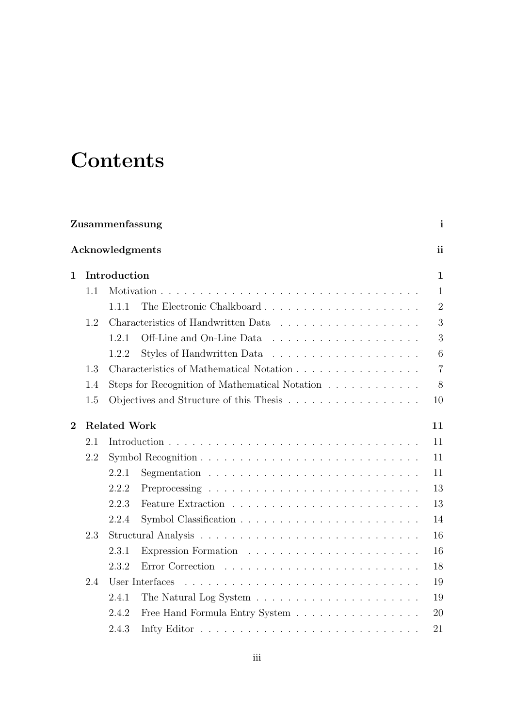# Contents

**Zusammenfassung** **i**

**Acknowledgments** **ii**

**1 Introduction** **1**

- 1.1 Motivation . . . . . . . . . . . . . . . . . . . . . . . . . . . . . . . . . 1
  - 1.1.1 The Electronic Chalkboard . . . . . . . . . . . . . . . . . . . . 2
- 1.2 Characteristics of Handwritten Data . . . . . . . . . . . . . . . . . . 3
  - 1.2.1 Off-Line and On-Line Data . . . . . . . . . . . . . . . . . . . . 3
  - 1.2.2 Styles of Handwritten Data . . . . . . . . . . . . . . . . . . . . 6
- 1.3 Characteristics of Mathematical Notation . . . . . . . . . . . . . . . . 7
- 1.4 Steps for Recognition of Mathematical Notation . . . . . . . . . . . . 8
- 1.5 Objectives and Structure of this Thesis . . . . . . . . . . . . . . . . . 10

**2 Related Work** **11**

- 2.1 Introduction . . . . . . . . . . . . . . . . . . . . . . . . . . . . . . . . 11
- 2.2 Symbol Recognition . . . . . . . . . . . . . . . . . . . . . . . . . . . . 11
  - 2.2.1 Segmentation . . . . . . . . . . . . . . . . . . . . . . . . . . . . 11
  - 2.2.2 Preprocessing . . . . . . . . . . . . . . . . . . . . . . . . . . . . 13
  - 2.2.3 Feature Extraction . . . . . . . . . . . . . . . . . . . . . . . . . 13
  - 2.2.4 Symbol Classification . . . . . . . . . . . . . . . . . . . . . . . 14
- 2.3 Structural Analysis . . . . . . . . . . . . . . . . . . . . . . . . . . . . 16
  - 2.3.1 Expression Formation . . . . . . . . . . . . . . . . . . . . . . . 16
  - 2.3.2 Error Correction . . . . . . . . . . . . . . . . . . . . . . . . . . 18
- 2.4 User Interfaces . . . . . . . . . . . . . . . . . . . . . . . . . . . . . . . 19
  - 2.4.1 The Natural Log System . . . . . . . . . . . . . . . . . . . . . . 19
  - 2.4.2 Free Hand Formula Entry System . . . . . . . . . . . . . . . . . 20
  - 2.4.3 Infty Editor . . . . . . . . . . . . . . . . . . . . . . . . . . . . . 21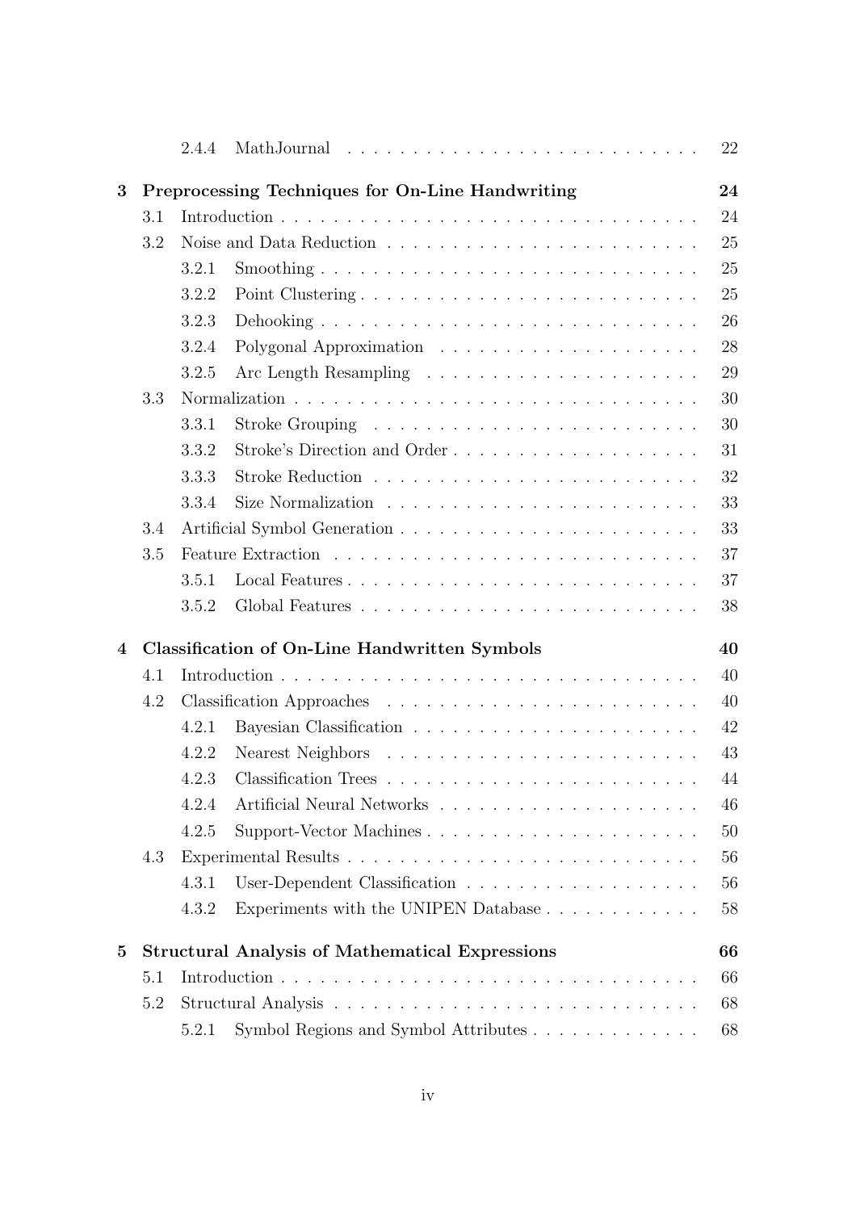- 2.4.4 MathJournal . . . . . . . . . . . . . . . . . . . . . . . . . . 22

**3 Preprocessing Techniques for On-Line Handwriting** **24**

- 3.1 Introduction . . . . . . . . . . . . . . . . . . . . . . . . . . . . . . . . 24
- 3.2 Noise and Data Reduction . . . . . . . . . . . . . . . . . . . . . . . . 25
  - 3.2.1 Smoothing . . . . . . . . . . . . . . . . . . . . . . . . . . . . 25
  - 3.2.2 Point Clustering . . . . . . . . . . . . . . . . . . . . . . . . . 25
  - 3.2.3 Dehooking . . . . . . . . . . . . . . . . . . . . . . . . . . . . 26
  - 3.2.4 Polygonal Approximation . . . . . . . . . . . . . . . . . . . . 28
  - 3.2.5 Arc Length Resampling . . . . . . . . . . . . . . . . . . . . . 29
- 3.3 Normalization . . . . . . . . . . . . . . . . . . . . . . . . . . . . . . 30
  - 3.3.1 Stroke Grouping . . . . . . . . . . . . . . . . . . . . . . . . . 30
  - 3.3.2 Stroke's Direction and Order . . . . . . . . . . . . . . . . . . 31
  - 3.3.3 Stroke Reduction . . . . . . . . . . . . . . . . . . . . . . . . 32
  - 3.3.4 Size Normalization . . . . . . . . . . . . . . . . . . . . . . . 33
- 3.4 Artificial Symbol Generation . . . . . . . . . . . . . . . . . . . . . . 33
- 3.5 Feature Extraction . . . . . . . . . . . . . . . . . . . . . . . . . . . 37
  - 3.5.1 Local Features . . . . . . . . . . . . . . . . . . . . . . . . . . 37
  - 3.5.2 Global Features . . . . . . . . . . . . . . . . . . . . . . . . . 38

**4 Classification of On-Line Handwritten Symbols** **40**

- 4.1 Introduction . . . . . . . . . . . . . . . . . . . . . . . . . . . . . . . . 40
- 4.2 Classification Approaches . . . . . . . . . . . . . . . . . . . . . . . . 40
  - 4.2.1 Bayesian Classification . . . . . . . . . . . . . . . . . . . . . . 42
  - 4.2.2 Nearest Neighbors . . . . . . . . . . . . . . . . . . . . . . . . 43
  - 4.2.3 Classification Trees . . . . . . . . . . . . . . . . . . . . . . . 44
  - 4.2.4 Artificial Neural Networks . . . . . . . . . . . . . . . . . . . . 46
  - 4.2.5 Support-Vector Machines . . . . . . . . . . . . . . . . . . . . . 50
- 4.3 Experimental Results . . . . . . . . . . . . . . . . . . . . . . . . . . . 56
  - 4.3.1 User-Dependent Classification . . . . . . . . . . . . . . . . . . 56
  - 4.3.2 Experiments with the UNIPEN Database . . . . . . . . . . . . 58

**5 Structural Analysis of Mathematical Expressions** **66**

- 5.1 Introduction . . . . . . . . . . . . . . . . . . . . . . . . . . . . . . . . 66
- 5.2 Structural Analysis . . . . . . . . . . . . . . . . . . . . . . . . . . . . 68
  - 5.2.1 Symbol Regions and Symbol Attributes . . . . . . . . . . . . . 68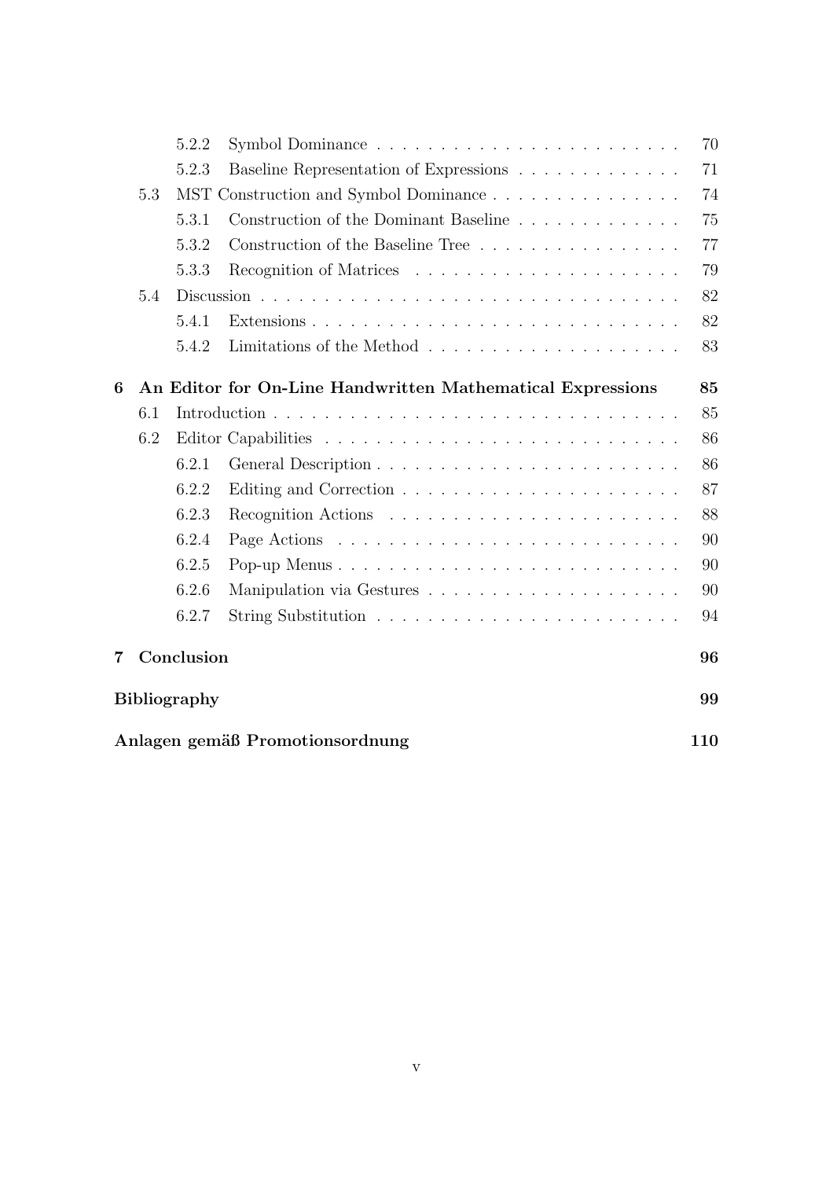| | | |
|---|---|---|
| 5.2.2 | Symbol Dominance | 70 |
| 5.2.3 | Baseline Representation of Expressions | 71 |
| 5.3 | MST Construction and Symbol Dominance | 74 |
| 5.3.1 | Construction of the Dominant Baseline | 75 |
| 5.3.2 | Construction of the Baseline Tree | 77 |
| 5.3.3 | Recognition of Matrices | 79 |
| 5.4 | Discussion | 82 |
| 5.4.1 | Extensions | 82 |
| 5.4.2 | Limitations of the Method | 83 |
| **6** | **An Editor for On-Line Handwritten Mathematical Expressions** | **85** |
| 6.1 | Introduction | 85 |
| 6.2 | Editor Capabilities | 86 |
| 6.2.1 | General Description | 86 |
| 6.2.2 | Editing and Correction | 87 |
| 6.2.3 | Recognition Actions | 88 |
| 6.2.4 | Page Actions | 90 |
| 6.2.5 | Pop-up Menus | 90 |
| 6.2.6 | Manipulation via Gestures | 90 |
| 6.2.7 | String Substitution | 94 |
| **7** | **Conclusion** | **96** |
| | **Bibliography** | **99** |
| | **Anlagen gemäß Promotionsordnung** | **110** |